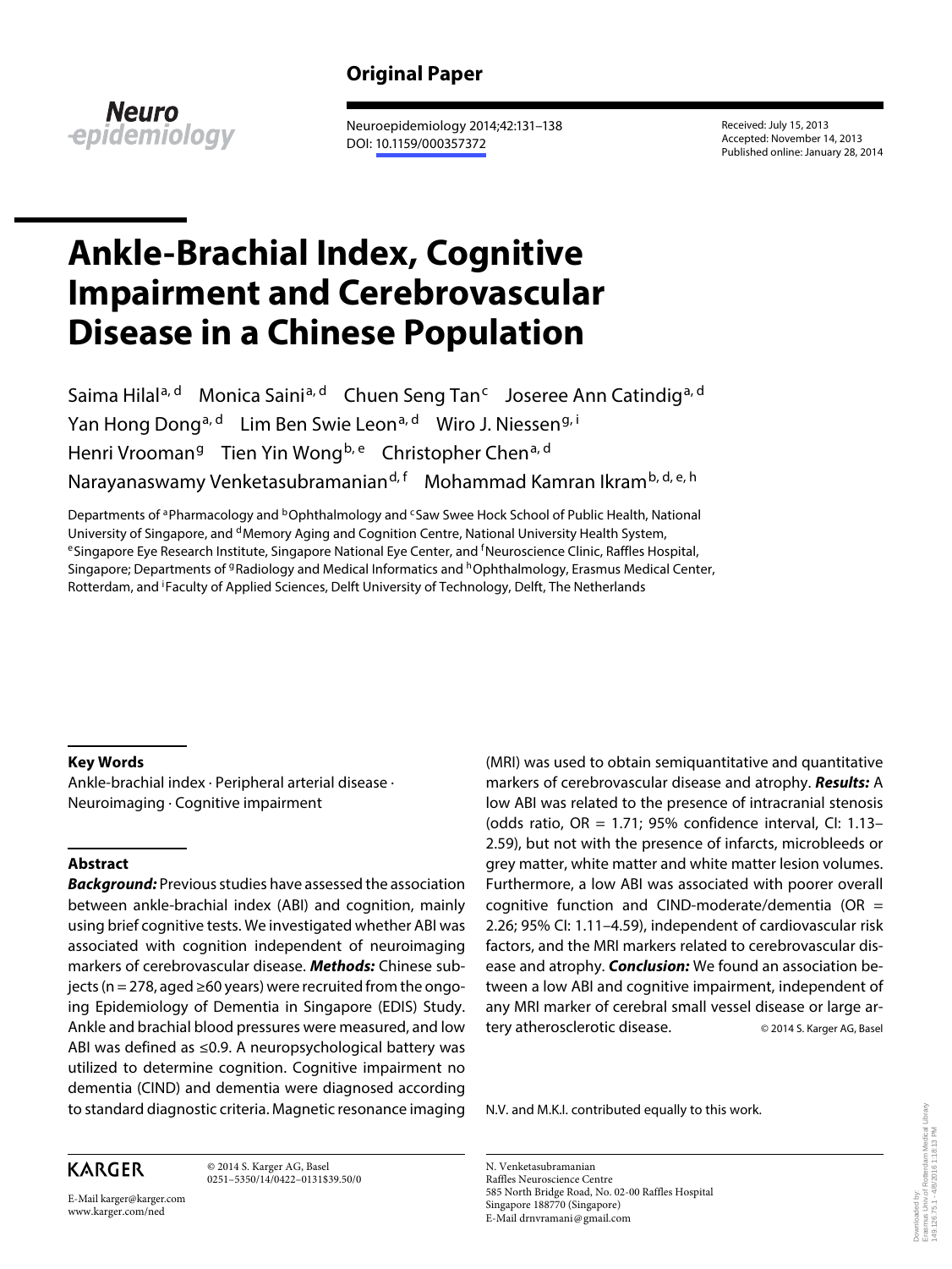**Original Paper**

Neuroepidemiology 2014;42:131–138
DOI: 10.1159/000357372

Received: July 15, 2013
Accepted: November 14, 2013
Published online: January 28, 2014

# Ankle-Brachial Index, Cognitive Impairment and Cerebrovascular Disease in a Chinese Population

Saima Hilal[a, d] Monica Saini[a, d] Chuen Seng Tan[c] Joseree Ann Catindig[a, d] Yan Hong Dong[a, d] Lim Ben Swie Leon[a, d] Wiro J. Niessen[g, i] Henri Vrooman[g] Tien Yin Wong[b, e] Christopher Chen[a, d] Narayanaswamy Venketasubramanian[d, f] Mohammad Kamran Ikram[b, d, e, h]

Departments of [a]Pharmacology and [b]Ophthalmology and [c]Saw Swee Hock School of Public Health, National University of Singapore, and [d]Memory Aging and Cognition Centre, National University Health System, [e]Singapore Eye Research Institute, Singapore National Eye Center, and [f]Neuroscience Clinic, Raffles Hospital, Singapore; Departments of [g]Radiology and Medical Informatics and [h]Ophthalmology, Erasmus Medical Center, Rotterdam, and [i]Faculty of Applied Sciences, Delft University of Technology, Delft, The Netherlands

### Key Words

Ankle-brachial index · Peripheral arterial disease · Neuroimaging · Cognitive impairment

### Abstract

***Background:*** Previous studies have assessed the association between ankle-brachial index (ABI) and cognition, mainly using brief cognitive tests. We investigated whether ABI was associated with cognition independent of neuroimaging markers of cerebrovascular disease. ***Methods:*** Chinese subjects (n = 278, aged ≥60 years) were recruited from the ongoing Epidemiology of Dementia in Singapore (EDIS) Study. Ankle and brachial blood pressures were measured, and low ABI was defined as ≤0.9. A neuropsychological battery was utilized to determine cognition. Cognitive impairment no dementia (CIND) and dementia were diagnosed according to standard diagnostic criteria. Magnetic resonance imaging (MRI) was used to obtain semiquantitative and quantitative markers of cerebrovascular disease and atrophy. ***Results:*** A low ABI was related to the presence of intracranial stenosis (odds ratio, OR = 1.71; 95% confidence interval, CI: 1.13–2.59), but not with the presence of infarcts, microbleeds or grey matter, white matter and white matter lesion volumes. Furthermore, a low ABI was associated with poorer overall cognitive function and CIND-moderate/dementia (OR = 2.26; 95% CI: 1.11–4.59), independent of cardiovascular risk factors, and the MRI markers related to cerebrovascular disease and atrophy. ***Conclusion:*** We found an association between a low ABI and cognitive impairment, independent of any MRI marker of cerebral small vessel disease or large artery atherosclerotic disease.

© 2014 S. Karger AG, Basel

N.V. and M.K.I. contributed equally to this work.

KARGER

© 2014 S. Karger AG, Basel
0251–5350/14/0422–0131$39.50/0

E-Mail karger@karger.com
www.karger.com/ned

N. Venketasubramanian
Raffles Neuroscience Centre
585 North Bridge Road, No. 02-00 Raffles Hospital
Singapore 188770 (Singapore)
E-Mail drnvramani@gmail.com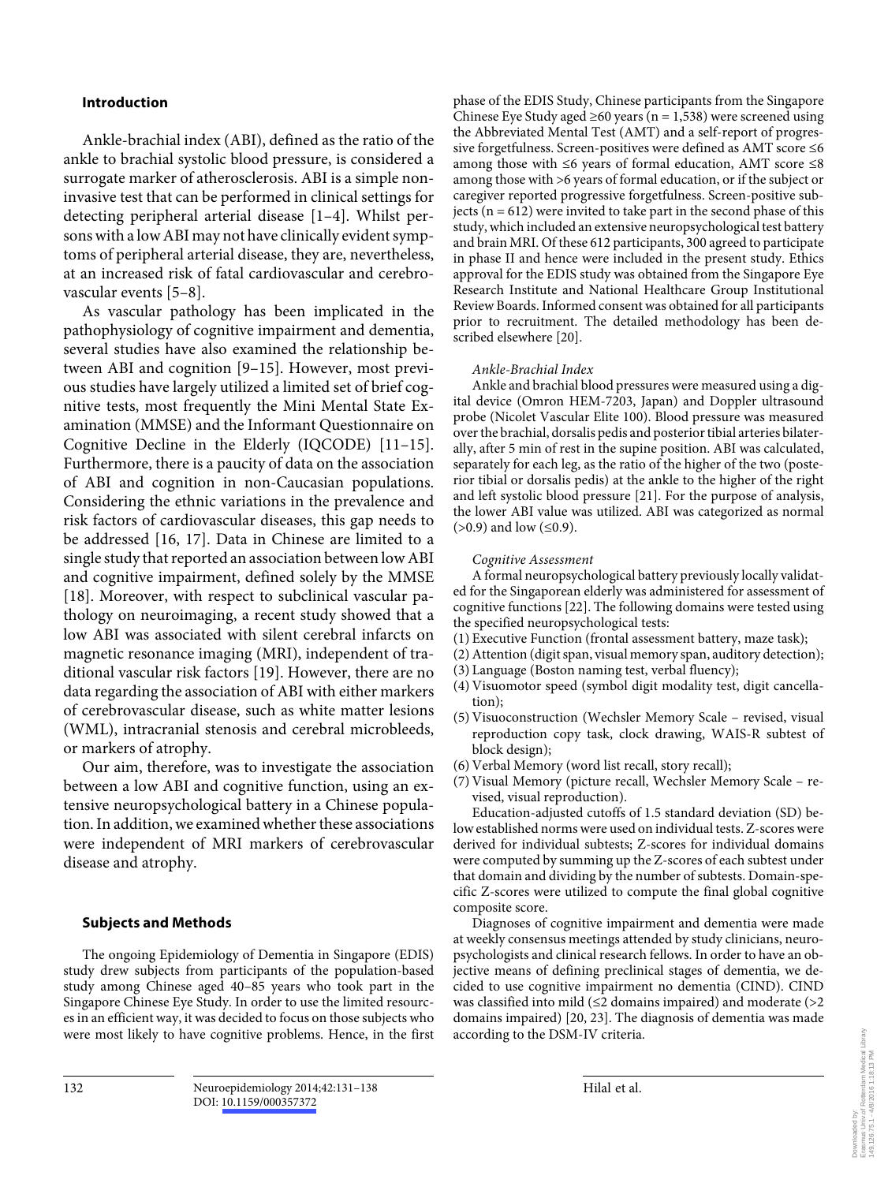## Introduction

Ankle-brachial index (ABI), defined as the ratio of the ankle to brachial systolic blood pressure, is considered a surrogate marker of atherosclerosis. ABI is a simple noninvasive test that can be performed in clinical settings for detecting peripheral arterial disease [1–4]. Whilst persons with a low ABI may not have clinically evident symptoms of peripheral arterial disease, they are, nevertheless, at an increased risk of fatal cardiovascular and cerebrovascular events [5–8].

As vascular pathology has been implicated in the pathophysiology of cognitive impairment and dementia, several studies have also examined the relationship between ABI and cognition [9–15]. However, most previous studies have largely utilized a limited set of brief cognitive tests, most frequently the Mini Mental State Examination (MMSE) and the Informant Questionnaire on Cognitive Decline in the Elderly (IQCODE) [11–15]. Furthermore, there is a paucity of data on the association of ABI and cognition in non-Caucasian populations. Considering the ethnic variations in the prevalence and risk factors of cardiovascular diseases, this gap needs to be addressed [16, 17]. Data in Chinese are limited to a single study that reported an association between low ABI and cognitive impairment, defined solely by the MMSE [18]. Moreover, with respect to subclinical vascular pathology on neuroimaging, a recent study showed that a low ABI was associated with silent cerebral infarcts on magnetic resonance imaging (MRI), independent of traditional vascular risk factors [19]. However, there are no data regarding the association of ABI with either markers of cerebrovascular disease, such as white matter lesions (WML), intracranial stenosis and cerebral microbleeds, or markers of atrophy.

Our aim, therefore, was to investigate the association between a low ABI and cognitive function, using an extensive neuropsychological battery in a Chinese population. In addition, we examined whether these associations were independent of MRI markers of cerebrovascular disease and atrophy.

## Subjects and Methods

The ongoing Epidemiology of Dementia in Singapore (EDIS) study drew subjects from participants of the population-based study among Chinese aged 40–85 years who took part in the Singapore Chinese Eye Study. In order to use the limited resources in an efficient way, it was decided to focus on those subjects who were most likely to have cognitive problems. Hence, in the first phase of the EDIS Study, Chinese participants from the Singapore Chinese Eye Study aged ≥60 years (n = 1,538) were screened using the Abbreviated Mental Test (AMT) and a self-report of progressive forgetfulness. Screen-positives were defined as AMT score ≤6 among those with ≤6 years of formal education, AMT score ≤8 among those with >6 years of formal education, or if the subject or caregiver reported progressive forgetfulness. Screen-positive subjects (n = 612) were invited to take part in the second phase of this study, which included an extensive neuropsychological test battery and brain MRI. Of these 612 participants, 300 agreed to participate in phase II and hence were included in the present study. Ethics approval for the EDIS study was obtained from the Singapore Eye Research Institute and National Healthcare Group Institutional Review Boards. Informed consent was obtained for all participants prior to recruitment. The detailed methodology has been described elsewhere [20].

### *Ankle-Brachial Index*

Ankle and brachial blood pressures were measured using a digital device (Omron HEM-7203, Japan) and Doppler ultrasound probe (Nicolet Vascular Elite 100). Blood pressure was measured over the brachial, dorsalis pedis and posterior tibial arteries bilaterally, after 5 min of rest in the supine position. ABI was calculated, separately for each leg, as the ratio of the higher of the two (posterior tibial or dorsalis pedis) at the ankle to the higher of the right and left systolic blood pressure [21]. For the purpose of analysis, the lower ABI value was utilized. ABI was categorized as normal (>0.9) and low (≤0.9).

### *Cognitive Assessment*

A formal neuropsychological battery previously locally validated for the Singaporean elderly was administered for assessment of cognitive functions [22]. The following domains were tested using the specified neuropsychological tests:

(1) Executive Function (frontal assessment battery, maze task);
(2) Attention (digit span, visual memory span, auditory detection);
(3) Language (Boston naming test, verbal fluency);
(4) Visuomotor speed (symbol digit modality test, digit cancellation);
(5) Visuoconstruction (Wechsler Memory Scale – revised, visual reproduction copy task, clock drawing, WAIS-R subtest of block design);
(6) Verbal Memory (word list recall, story recall);
(7) Visual Memory (picture recall, Wechsler Memory Scale – revised, visual reproduction).

Education-adjusted cutoffs of 1.5 standard deviation (SD) below established norms were used on individual tests. Z-scores were derived for individual subtests; Z-scores for individual domains were computed by summing up the Z-scores of each subtest under that domain and dividing by the number of subtests. Domain-specific Z-scores were utilized to compute the final global cognitive composite score.

Diagnoses of cognitive impairment and dementia were made at weekly consensus meetings attended by study clinicians, neuropsychologists and clinical research fellows. In order to have an objective means of defining preclinical stages of dementia, we decided to use cognitive impairment no dementia (CIND). CIND was classified into mild (≤2 domains impaired) and moderate (>2 domains impaired) [20, 23]. The diagnosis of dementia was made according to the DSM-IV criteria.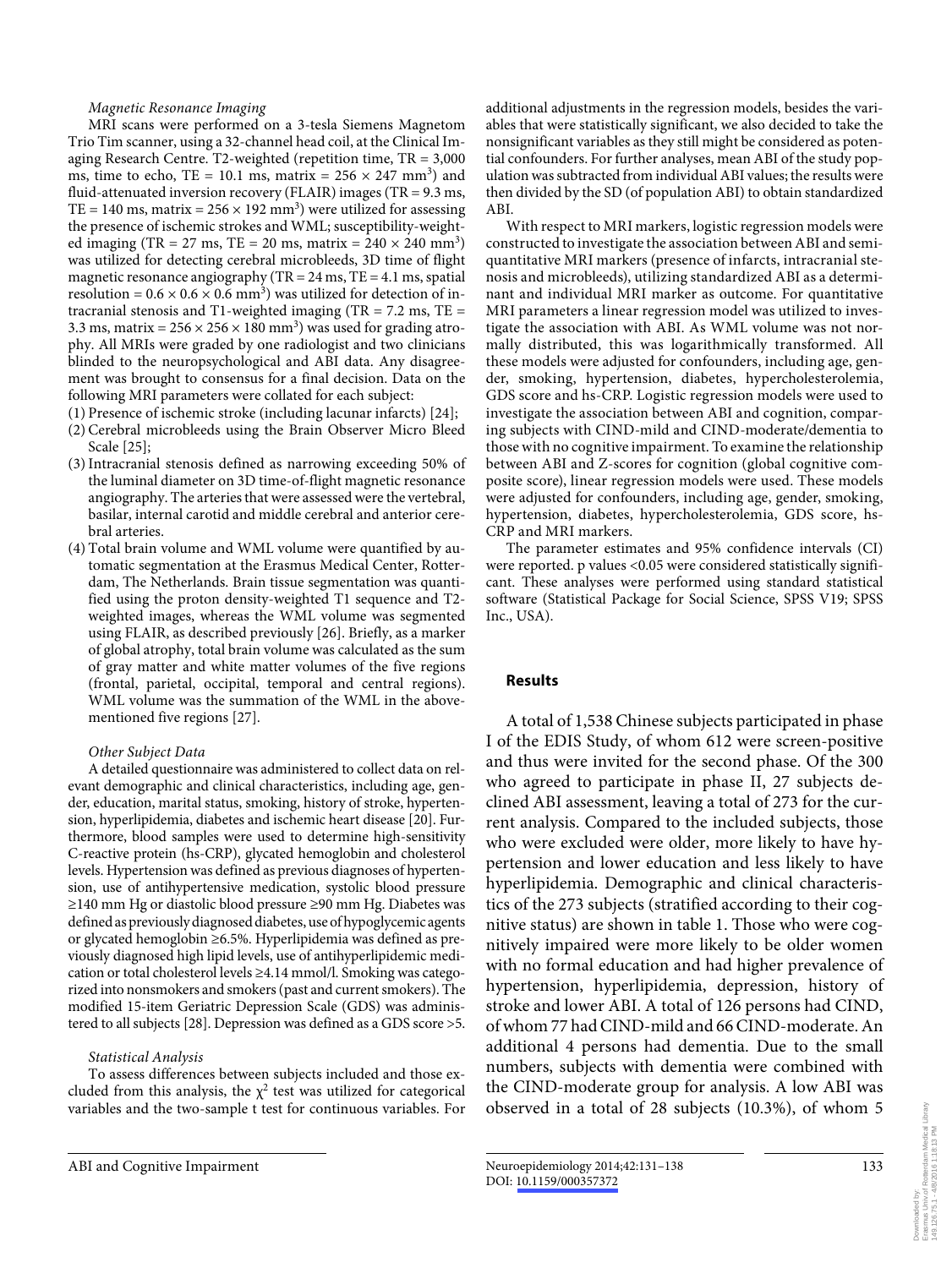*Magnetic Resonance Imaging*

MRI scans were performed on a 3-tesla Siemens Magnetom Trio Tim scanner, using a 32-channel head coil, at the Clinical Imaging Research Centre. T2-weighted (repetition time, TR = 3,000 ms, time to echo, TE = 10.1 ms, matrix = 256 × 247 mm$^3$) and fluid-attenuated inversion recovery (FLAIR) images (TR = 9.3 ms, TE = 140 ms, matrix = 256 × 192 mm$^3$) were utilized for assessing the presence of ischemic strokes and WML; susceptibility-weighted imaging (TR = 27 ms, TE = 20 ms, matrix = 240 × 240 mm$^3$) was utilized for detecting cerebral microbleeds, 3D time of flight magnetic resonance angiography (TR = 24 ms, TE = 4.1 ms, spatial resolution = 0.6 × 0.6 × 0.6 mm$^3$) was utilized for detection of intracranial stenosis and T1-weighted imaging (TR = 7.2 ms, TE = 3.3 ms, matrix = 256 × 256 × 180 mm$^3$) was used for grading atrophy. All MRIs were graded by one radiologist and two clinicians blinded to the neuropsychological and ABI data. Any disagreement was brought to consensus for a final decision. Data on the following MRI parameters were collated for each subject:

(1) Presence of ischemic stroke (including lacunar infarcts) [24];
(2) Cerebral microbleeds using the Brain Observer Micro Bleed Scale [25];
(3) Intracranial stenosis defined as narrowing exceeding 50% of the luminal diameter on 3D time-of-flight magnetic resonance angiography. The arteries that were assessed were the vertebral, basilar, internal carotid and middle cerebral and anterior cerebral arteries.
(4) Total brain volume and WML volume were quantified by automatic segmentation at the Erasmus Medical Center, Rotterdam, The Netherlands. Brain tissue segmentation was quantified using the proton density-weighted T1 sequence and T2-weighted images, whereas the WML volume was segmented using FLAIR, as described previously [26]. Briefly, as a marker of global atrophy, total brain volume was calculated as the sum of gray matter and white matter volumes of the five regions (frontal, parietal, occipital, temporal and central regions). WML volume was the summation of the WML in the above-mentioned five regions [27].

*Other Subject Data*

A detailed questionnaire was administered to collect data on relevant demographic and clinical characteristics, including age, gender, education, marital status, smoking, history of stroke, hypertension, hyperlipidemia, diabetes and ischemic heart disease [20]. Furthermore, blood samples were used to determine high-sensitivity C-reactive protein (hs-CRP), glycated hemoglobin and cholesterol levels. Hypertension was defined as previous diagnoses of hypertension, use of antihypertensive medication, systolic blood pressure ≥140 mm Hg or diastolic blood pressure ≥90 mm Hg. Diabetes was defined as previously diagnosed diabetes, use of hypoglycemic agents or glycated hemoglobin ≥6.5%. Hyperlipidemia was defined as previously diagnosed high lipid levels, use of antihyperlipidemic medication or total cholesterol levels ≥4.14 mmol/l. Smoking was categorized into nonsmokers and smokers (past and current smokers). The modified 15-item Geriatric Depression Scale (GDS) was administered to all subjects [28]. Depression was defined as a GDS score >5.

*Statistical Analysis*

To assess differences between subjects included and those excluded from this analysis, the $\chi^2$ test was utilized for categorical variables and the two-sample t test for continuous variables. For additional adjustments in the regression models, besides the variables that were statistically significant, we also decided to take the nonsignificant variables as they still might be considered as potential confounders. For further analyses, mean ABI of the study population was subtracted from individual ABI values; the results were then divided by the SD (of population ABI) to obtain standardized ABI.

With respect to MRI markers, logistic regression models were constructed to investigate the association between ABI and semi-quantitative MRI markers (presence of infarcts, intracranial stenosis and microbleeds), utilizing standardized ABI as a determinant and individual MRI marker as outcome. For quantitative MRI parameters a linear regression model was utilized to investigate the association with ABI. As WML volume was not normally distributed, this was logarithmically transformed. All these models were adjusted for confounders, including age, gender, smoking, hypertension, diabetes, hypercholesterolemia, GDS score and hs-CRP. Logistic regression models were used to investigate the association between ABI and cognition, comparing subjects with CIND-mild and CIND-moderate/dementia to those with no cognitive impairment. To examine the relationship between ABI and Z-scores for cognition (global cognitive composite score), linear regression models were used. These models were adjusted for confounders, including age, gender, smoking, hypertension, diabetes, hypercholesterolemia, GDS score, hs-CRP and MRI markers.

The parameter estimates and 95% confidence intervals (CI) were reported. p values <0.05 were considered statistically significant. These analyses were performed using standard statistical software (Statistical Package for Social Science, SPSS V19; SPSS Inc., USA).

## Results

A total of 1,538 Chinese subjects participated in phase I of the EDIS Study, of whom 612 were screen-positive and thus were invited for the second phase. Of the 300 who agreed to participate in phase II, 27 subjects declined ABI assessment, leaving a total of 273 for the current analysis. Compared to the included subjects, those who were excluded were older, more likely to have hypertension and lower education and less likely to have hyperlipidemia. Demographic and clinical characteristics of the 273 subjects (stratified according to their cognitive status) are shown in table 1. Those who were cognitively impaired were more likely to be older women with no formal education and had higher prevalence of hypertension, hyperlipidemia, depression, history of stroke and lower ABI. A total of 126 persons had CIND, of whom 77 had CIND-mild and 66 CIND-moderate. An additional 4 persons had dementia. Due to the small numbers, subjects with dementia were combined with the CIND-moderate group for analysis. A low ABI was observed in a total of 28 subjects (10.3%), of whom 5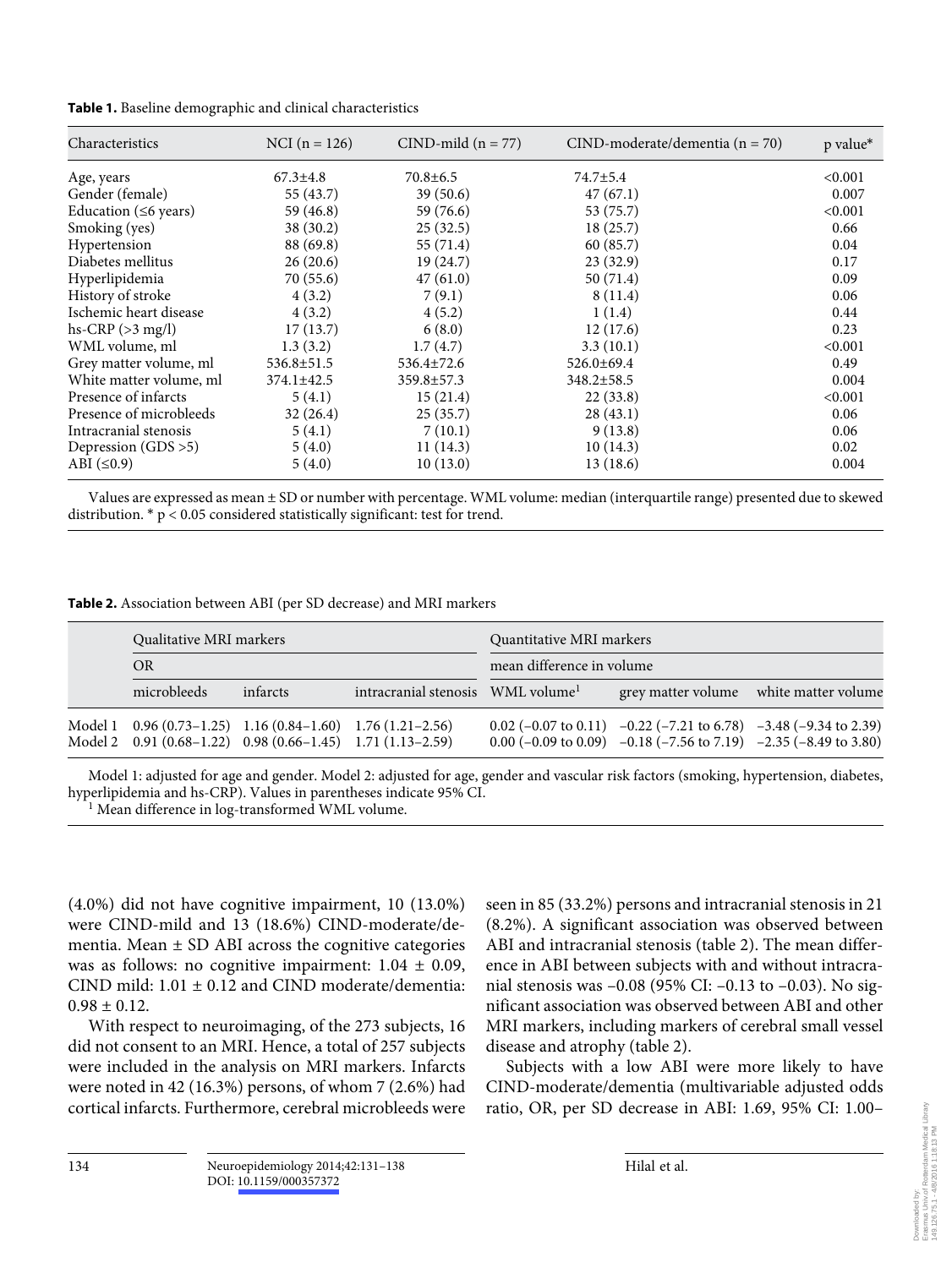**Table 1.** Baseline demographic and clinical characteristics

| Characteristics | NCI (n = 126) | CIND-mild (n = 77) | CIND-moderate/dementia (n = 70) | p value* |
|---|---|---|---|---|
| Age, years | 67.3±4.8 | 70.8±6.5 | 74.7±5.4 | <0.001 |
| Gender (female) | 55 (43.7) | 39 (50.6) | 47 (67.1) | 0.007 |
| Education (≤6 years) | 59 (46.8) | 59 (76.6) | 53 (75.7) | <0.001 |
| Smoking (yes) | 38 (30.2) | 25 (32.5) | 18 (25.7) | 0.66 |
| Hypertension | 88 (69.8) | 55 (71.4) | 60 (85.7) | 0.04 |
| Diabetes mellitus | 26 (20.6) | 19 (24.7) | 23 (32.9) | 0.17 |
| Hyperlipidemia | 70 (55.6) | 47 (61.0) | 50 (71.4) | 0.09 |
| History of stroke | 4 (3.2) | 7 (9.1) | 8 (11.4) | 0.06 |
| Ischemic heart disease | 4 (3.2) | 4 (5.2) | 1 (1.4) | 0.44 |
| hs-CRP (>3 mg/l) | 17 (13.7) | 6 (8.0) | 12 (17.6) | 0.23 |
| WML volume, ml | 1.3 (3.2) | 1.7 (4.7) | 3.3 (10.1) | <0.001 |
| Grey matter volume, ml | 536.8±51.5 | 536.4±72.6 | 526.0±69.4 | 0.49 |
| White matter volume, ml | 374.1±42.5 | 359.8±57.3 | 348.2±58.5 | 0.004 |
| Presence of infarcts | 5 (4.1) | 15 (21.4) | 22 (33.8) | <0.001 |
| Presence of microbleeds | 32 (26.4) | 25 (35.7) | 28 (43.1) | 0.06 |
| Intracranial stenosis | 5 (4.1) | 7 (10.1) | 9 (13.8) | 0.06 |
| Depression (GDS >5) | 5 (4.0) | 11 (14.3) | 10 (14.3) | 0.02 |
| ABI (≤0.9) | 5 (4.0) | 10 (13.0) | 13 (18.6) | 0.004 |

Values are expressed as mean ± SD or number with percentage. WML volume: median (interquartile range) presented due to skewed distribution. * $p < 0.05$ considered statistically significant: test for trend.

**Table 2.** Association between ABI (per SD decrease) and MRI markers

| | Qualitative MRI markers | | | Quantitative MRI markers | | |
|---|---|---|---|---|---|---|
| | OR | | | mean difference in volume | | |
| | microbleeds | infarcts | intracranial stenosis | WML volume[1] | grey matter volume | white matter volume |
| Model 1 | 0.96 (0.73–1.25) | 1.16 (0.84–1.60) | 1.76 (1.21–2.56) | 0.02 (–0.07 to 0.11) | –0.22 (–7.21 to 6.78) | –3.48 (–9.34 to 2.39) |
| Model 2 | 0.91 (0.68–1.22) | 0.98 (0.66–1.45) | 1.71 (1.13–2.59) | 0.00 (–0.09 to 0.09) | –0.18 (–7.56 to 7.19) | –2.35 (–8.49 to 3.80) |

Model 1: adjusted for age and gender. Model 2: adjusted for age, gender and vascular risk factors (smoking, hypertension, diabetes, hyperlipidemia and hs-CRP). Values in parentheses indicate 95% CI.
[1] Mean difference in log-transformed WML volume.

(4.0%) did not have cognitive impairment, 10 (13.0%) were CIND-mild and 13 (18.6%) CIND-moderate/dementia. Mean ± SD ABI across the cognitive categories was as follows: no cognitive impairment: 1.04 ± 0.09, CIND mild: 1.01 ± 0.12 and CIND moderate/dementia: 0.98 ± 0.12.

With respect to neuroimaging, of the 273 subjects, 16 did not consent to an MRI. Hence, a total of 257 subjects were included in the analysis on MRI markers. Infarcts were noted in 42 (16.3%) persons, of whom 7 (2.6%) had cortical infarcts. Furthermore, cerebral microbleeds were seen in 85 (33.2%) persons and intracranial stenosis in 21 (8.2%). A significant association was observed between ABI and intracranial stenosis (table 2). The mean difference in ABI between subjects with and without intracranial stenosis was –0.08 (95% CI: –0.13 to –0.03). No significant association was observed between ABI and other MRI markers, including markers of cerebral small vessel disease and atrophy (table 2).

Subjects with a low ABI were more likely to have CIND-moderate/dementia (multivariable adjusted odds ratio, OR, per SD decrease in ABI: 1.69, 95% CI: 1.00–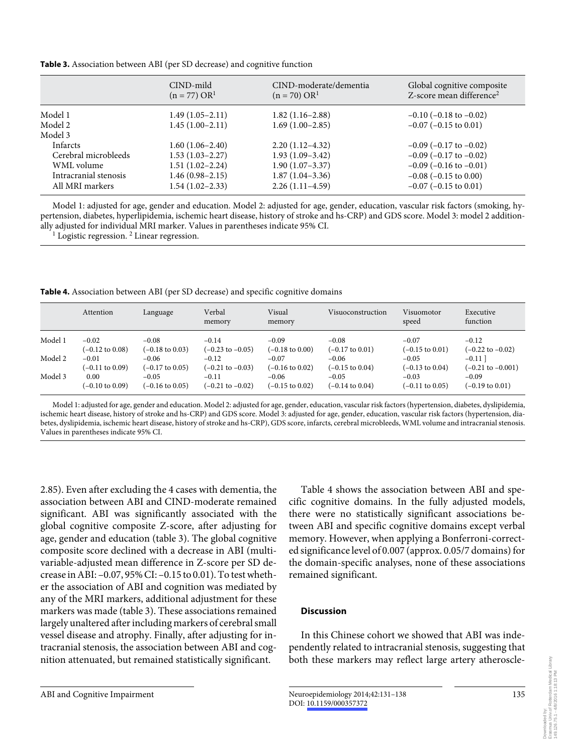**Table 3.** Association between ABI (per SD decrease) and cognitive function

| | CIND-mild (n = 77) OR[1] | CIND-moderate/dementia (n = 70) OR[1] | Global cognitive composite Z-score mean difference[2] |
|---|---|---|---|
| Model 1 | 1.49 (1.05–2.11) | 1.82 (1.16–2.88) | –0.10 (–0.18 to –0.02) |
| Model 2 | 1.45 (1.00–2.11) | 1.69 (1.00–2.85) | –0.07 (–0.15 to 0.01) |
| Model 3 | | | |
| Infarcts | 1.60 (1.06–2.40) | 2.20 (1.12–4.32) | –0.09 (–0.17 to –0.02) |
| Cerebral microbleeds | 1.53 (1.03–2.27) | 1.93 (1.09–3.42) | –0.09 (–0.17 to –0.02) |
| WML volume | 1.51 (1.02–2.24) | 1.90 (1.07–3.37) | –0.09 (–0.16 to –0.01) |
| Intracranial stenosis | 1.46 (0.98–2.15) | 1.87 (1.04–3.36) | –0.08 (–0.15 to 0.00) |
| All MRI markers | 1.54 (1.02–2.33) | 2.26 (1.11–4.59) | –0.07 (–0.15 to 0.01) |

Model 1: adjusted for age, gender and education. Model 2: adjusted for age, gender, education, vascular risk factors (smoking, hypertension, diabetes, hyperlipidemia, ischemic heart disease, history of stroke and hs-CRP) and GDS score. Model 3: model 2 additionally adjusted for individual MRI marker. Values in parentheses indicate 95% CI.
[1] Logistic regression. [2] Linear regression.

**Table 4.** Association between ABI (per SD decrease) and specific cognitive domains

| | Attention | Language | Verbal memory | Visual memory | Visuoconstruction | Visuomotor speed | Executive function |
|---|---|---|---|---|---|---|---|
| Model 1 | –0.02 (–0.12 to 0.08) | –0.08 (–0.18 to 0.03) | –0.14 (–0.23 to –0.05) | –0.09 (–0.18 to 0.00) | –0.08 (–0.17 to 0.01) | –0.07 (–0.15 to 0.01) | –0.12 (–0.22 to –0.02) |
| Model 2 | –0.01 (–0.11 to 0.09) | –0.06 (–0.17 to 0.05) | –0.12 (–0.21 to –0.03) | –0.07 (–0.16 to 0.02) | –0.06 (–0.15 to 0.04) | –0.05 (–0.13 to 0.04) | –0.11 ] (–0.21 to –0.001) |
| Model 3 | 0.00 (–0.10 to 0.09) | –0.05 (–0.16 to 0.05) | –0.11 (–0.21 to –0.02) | –0.06 (–0.15 to 0.02) | –0.05 (–0.14 to 0.04) | –0.03 (–0.11 to 0.05) | –0.09 (–0.19 to 0.01) |

Model 1: adjusted for age, gender and education. Model 2: adjusted for age, gender, education, vascular risk factors (hypertension, diabetes, dyslipidemia, ischemic heart disease, history of stroke and hs-CRP) and GDS score. Model 3: adjusted for age, gender, education, vascular risk factors (hypertension, diabetes, dyslipidemia, ischemic heart disease, history of stroke and hs-CRP), GDS score, infarcts, cerebral microbleeds, WML volume and intracranial stenosis. Values in parentheses indicate 95% CI.

2.85). Even after excluding the 4 cases with dementia, the association between ABI and CIND-moderate remained significant. ABI was significantly associated with the global cognitive composite Z-score, after adjusting for age, gender and education (table 3). The global cognitive composite score declined with a decrease in ABI (multivariable-adjusted mean difference in Z-score per SD decrease in ABI: –0.07, 95% CI: –0.15 to 0.01). To test whether the association of ABI and cognition was mediated by any of the MRI markers, additional adjustment for these markers was made (table 3). These associations remained largely unaltered after including markers of cerebral small vessel disease and atrophy. Finally, after adjusting for intracranial stenosis, the association between ABI and cognition attenuated, but remained statistically significant.

Table 4 shows the association between ABI and specific cognitive domains. In the fully adjusted models, there were no statistically significant associations between ABI and specific cognitive domains except verbal memory. However, when applying a Bonferroni-corrected significance level of 0.007 (approx. 0.05/7 domains) for the domain-specific analyses, none of these associations remained significant.

## Discussion

In this Chinese cohort we showed that ABI was independently related to intracranial stenosis, suggesting that both these markers may reflect large artery atheroscle-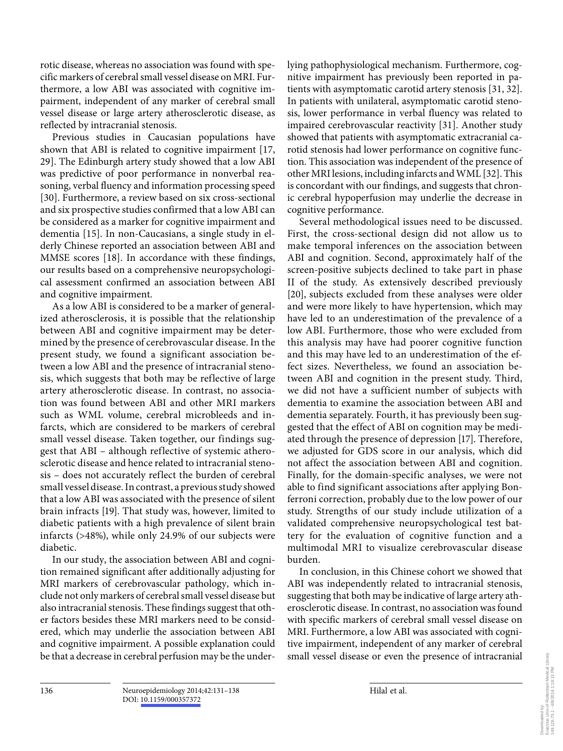rotic disease, whereas no association was found with specific markers of cerebral small vessel disease on MRI. Furthermore, a low ABI was associated with cognitive impairment, independent of any marker of cerebral small vessel disease or large artery atherosclerotic disease, as reflected by intracranial stenosis.

Previous studies in Caucasian populations have shown that ABI is related to cognitive impairment [17, 29]. The Edinburgh artery study showed that a low ABI was predictive of poor performance in nonverbal reasoning, verbal fluency and information processing speed [30]. Furthermore, a review based on six cross-sectional and six prospective studies confirmed that a low ABI can be considered as a marker for cognitive impairment and dementia [15]. In non-Caucasians, a single study in elderly Chinese reported an association between ABI and MMSE scores [18]. In accordance with these findings, our results based on a comprehensive neuropsychological assessment confirmed an association between ABI and cognitive impairment.

As a low ABI is considered to be a marker of generalized atherosclerosis, it is possible that the relationship between ABI and cognitive impairment may be determined by the presence of cerebrovascular disease. In the present study, we found a significant association between a low ABI and the presence of intracranial stenosis, which suggests that both may be reflective of large artery atherosclerotic disease. In contrast, no association was found between ABI and other MRI markers such as WML volume, cerebral microbleeds and infarcts, which are considered to be markers of cerebral small vessel disease. Taken together, our findings suggest that ABI – although reflective of systemic atherosclerotic disease and hence related to intracranial stenosis – does not accurately reflect the burden of cerebral small vessel disease. In contrast, a previous study showed that a low ABI was associated with the presence of silent brain infracts [19]. That study was, however, limited to diabetic patients with a high prevalence of silent brain infarcts (>48%), while only 24.9% of our subjects were diabetic.

In our study, the association between ABI and cognition remained significant after additionally adjusting for MRI markers of cerebrovascular pathology, which include not only markers of cerebral small vessel disease but also intracranial stenosis. These findings suggest that other factors besides these MRI markers need to be considered, which may underlie the association between ABI and cognitive impairment. A possible explanation could be that a decrease in cerebral perfusion may be the underlying pathophysiological mechanism. Furthermore, cognitive impairment has previously been reported in patients with asymptomatic carotid artery stenosis [31, 32]. In patients with unilateral, asymptomatic carotid stenosis, lower performance in verbal fluency was related to impaired cerebrovascular reactivity [31]. Another study showed that patients with asymptomatic extracranial carotid stenosis had lower performance on cognitive function. This association was independent of the presence of other MRI lesions, including infarcts and WML [32]. This is concordant with our findings, and suggests that chronic cerebral hypoperfusion may underlie the decrease in cognitive performance.

Several methodological issues need to be discussed. First, the cross-sectional design did not allow us to make temporal inferences on the association between ABI and cognition. Second, approximately half of the screen-positive subjects declined to take part in phase II of the study. As extensively described previously [20], subjects excluded from these analyses were older and were more likely to have hypertension, which may have led to an underestimation of the prevalence of a low ABI. Furthermore, those who were excluded from this analysis may have had poorer cognitive function and this may have led to an underestimation of the effect sizes. Nevertheless, we found an association between ABI and cognition in the present study. Third, we did not have a sufficient number of subjects with dementia to examine the association between ABI and dementia separately. Fourth, it has previously been suggested that the effect of ABI on cognition may be mediated through the presence of depression [17]. Therefore, we adjusted for GDS score in our analysis, which did not affect the association between ABI and cognition. Finally, for the domain-specific analyses, we were not able to find significant associations after applying Bonferroni correction, probably due to the low power of our study. Strengths of our study include utilization of a validated comprehensive neuropsychological test battery for the evaluation of cognitive function and a multimodal MRI to visualize cerebrovascular disease burden.

In conclusion, in this Chinese cohort we showed that ABI was independently related to intracranial stenosis, suggesting that both may be indicative of large artery atherosclerotic disease. In contrast, no association was found with specific markers of cerebral small vessel disease on MRI. Furthermore, a low ABI was associated with cognitive impairment, independent of any marker of cerebral small vessel disease or even the presence of intracranial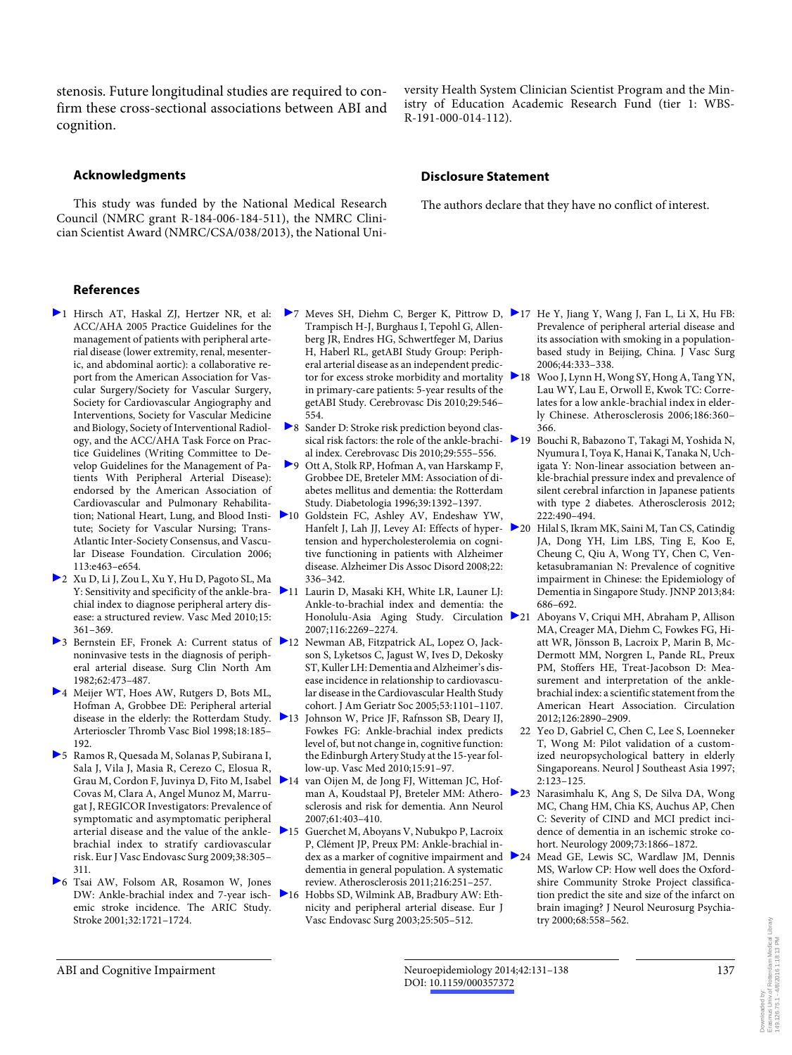stenosis. Future longitudinal studies are required to confirm these cross-sectional associations between ABI and cognition.

## Acknowledgments

This study was funded by the National Medical Research Council (NMRC grant R-184-006-184-511), the NMRC Clinician Scientist Award (NMRC/CSA/038/2013), the National University Health System Clinician Scientist Program and the Ministry of Education Academic Research Fund (tier 1: WBS-R-191-000-014-112).

## Disclosure Statement

The authors declare that they have no conflict of interest.

## References

1. Hirsch AT, Haskal ZJ, Hertzer NR, et al: ACC/AHA 2005 Practice Guidelines for the management of patients with peripheral arterial disease (lower extremity, renal, mesenteric, and abdominal aortic): a collaborative report from the American Association for Vascular Surgery/Society for Vascular Surgery, Society for Cardiovascular Angiography and Interventions, Society for Vascular Medicine and Biology, Society of Interventional Radiology, and the ACC/AHA Task Force on Practice Guidelines (Writing Committee to Develop Guidelines for the Management of Patients With Peripheral Arterial Disease): endorsed by the American Association of Cardiovascular and Pulmonary Rehabilitation; National Heart, Lung, and Blood Institute; Society for Vascular Nursing; TransAtlantic Inter-Society Consensus, and Vascular Disease Foundation. Circulation 2006; 113:e463–e654.
2. Xu D, Li J, Zou L, Xu Y, Hu D, Pagoto SL, Ma Y: Sensitivity and specificity of the ankle-brachial index to diagnose peripheral artery disease: a structured review. Vasc Med 2010;15: 361–369.
3. Bernstein EF, Fronek A: Current status of noninvasive tests in the diagnosis of peripheral arterial disease. Surg Clin North Am 1982;62:473–487.
4. Meijer WT, Hoes AW, Rutgers D, Bots ML, Hofman A, Grobbee DE: Peripheral arterial disease in the elderly: the Rotterdam Study. Arterioscler Thromb Vasc Biol 1998;18:185–192.
5. Ramos R, Quesada M, Solanas P, Subirana I, Sala J, Vila J, Masia R, Cerezo C, Elosua R, Grau M, Cordon F, Juvinya D, Fito M, Isabel Covas M, Clara A, Angel Munoz M, Marrugat J, REGICOR Investigators: Prevalence of symptomatic and asymptomatic peripheral arterial disease and the value of the ankle-brachial index to stratify cardiovascular risk. Eur J Vasc Endovasc Surg 2009;38:305–311.
6. Tsai AW, Folsom AR, Rosamon W, Jones DW: Ankle-brachial index and 7-year ischemic stroke incidence. The ARIC Study. Stroke 2001;32:1721–1724.
7. Meves SH, Diehm C, Berger K, Pittrow D, Trampisch H-J, Burghaus I, Tepohl G, Allenberg JR, Endres HG, Schwertfeger M, Darius H, Haberl RL, getABI Study Group: Peripheral arterial disease as an independent predictor for excess stroke morbidity and mortality in primary-care patients: 5-year results of the getABI Study. Cerebrovasc Dis 2010;29:546–554.
8. Sander D: Stroke risk prediction beyond classical risk factors: the role of the ankle-brachial index. Cerebrovasc Dis 2010;29:555–556.
9. Ott A, Stolk RP, Hofman A, van Harskamp F, Grobbee DE, Breteler MM: Association of diabetes mellitus and dementia: the Rotterdam Study. Diabetologia 1996;39:1392–1397.
10. Goldstein FC, Ashley AV, Endeshaw YW, Hanfelt J, Lah JJ, Levey AI: Effects of hypertension and hypercholesterolemia on cognitive functioning in patients with Alzheimer disease. Alzheimer Dis Assoc Disord 2008;22: 336–342.
11. Laurin D, Masaki KH, White LR, Launer LJ: Ankle-to-brachial index and dementia: the Honolulu-Asia Aging Study. Circulation 2007;116:2269–2274.
12. Newman AB, Fitzpatrick AL, Lopez O, Jackson S, Lyketsos C, Jagust W, Ives D, Dekosky ST, Kuller LH: Dementia and Alzheimer's disease incidence in relationship to cardiovascular disease in the Cardiovascular Health Study cohort. J Am Geriatr Soc 2005;53:1101–1107.
13. Johnson W, Price JF, Rafnsson SB, Deary IJ, Fowkes FG: Ankle-brachial index predicts level of, but not change in, cognitive function: the Edinburgh Artery Study at the 15-year follow-up. Vasc Med 2010;15:91–97.
14. van Oijen M, de Jong FJ, Witteman JC, Hofman A, Koudstaal PJ, Breteler MM: Atherosclerosis and risk for dementia. Ann Neurol 2007;61:403–410.
15. Guerchet M, Aboyans V, Nubukpo P, Lacroix P, Clément JP, Preux PM: Ankle-brachial index as a marker of cognitive impairment and dementia in general population. A systematic review. Atherosclerosis 2011;216:251–257.
16. Hobbs SD, Wilmink AB, Bradbury AW: Ethnicity and peripheral arterial disease. Eur J Vasc Endovasc Surg 2003;25:505–512.
17. He Y, Jiang Y, Wang J, Fan L, Li X, Hu FB: Prevalence of peripheral arterial disease and its association with smoking in a population-based study in Beijing, China. J Vasc Surg 2006;44:333–338.
18. Woo J, Lynn H, Wong SY, Hong A, Tang YN, Lau WY, Lau E, Orwoll E, Kwok TC: Correlates for a low ankle-brachial index in elderly Chinese. Atherosclerosis 2006;186:360–366.
19. Bouchi R, Babazono T, Takagi M, Yoshida N, Nyumura I, Toya K, Hanai K, Tanaka N, Uchigata Y: Non-linear association between ankle-brachial pressure index and prevalence of silent cerebral infarction in Japanese patients with type 2 diabetes. Atherosclerosis 2012; 222:490–494.
20. Hilal S, Ikram MK, Saini M, Tan CS, Catindig JA, Dong YH, Lim LBS, Ting E, Koo E, Cheung C, Qiu A, Wong TY, Chen C, Venketasubramanian N: Prevalence of cognitive impairment in Chinese: the Epidemiology of Dementia in Singapore Study. JNNP 2013;84: 686–692.
21. Aboyans V, Criqui MH, Abraham P, Allison MA, Creager MA, Diehm C, Fowkes FG, Hiatt WR, Jönsson B, Lacroix P, Marin B, McDermott MM, Norgren L, Pande RL, Preux PM, Stoffers HE, Treat-Jacobson D: Measurement and interpretation of the ankle-brachial index: a scientific statement from the American Heart Association. Circulation 2012;126:2890–2909.
22. Yeo D, Gabriel C, Chen C, Lee S, Loenneker T, Wong M: Pilot validation of a customized neuropsychological battery in elderly Singaporeans. Neurol J Southeast Asia 1997; 2:123–125.
23. Narasimhalu K, Ang S, De Silva DA, Wong MC, Chang HM, Chia KS, Auchus AP, Chen C: Severity of CIND and MCI predict incidence of dementia in an ischemic stroke cohort. Neurology 2009;73:1866–1872.
24. Mead GE, Lewis SC, Wardlaw JM, Dennis MS, Warlow CP: How well does the Oxfordshire Community Stroke Project classification predict the site and size of the infarct on brain imaging? J Neurol Neurosurg Psychiatry 2000;68:558–562.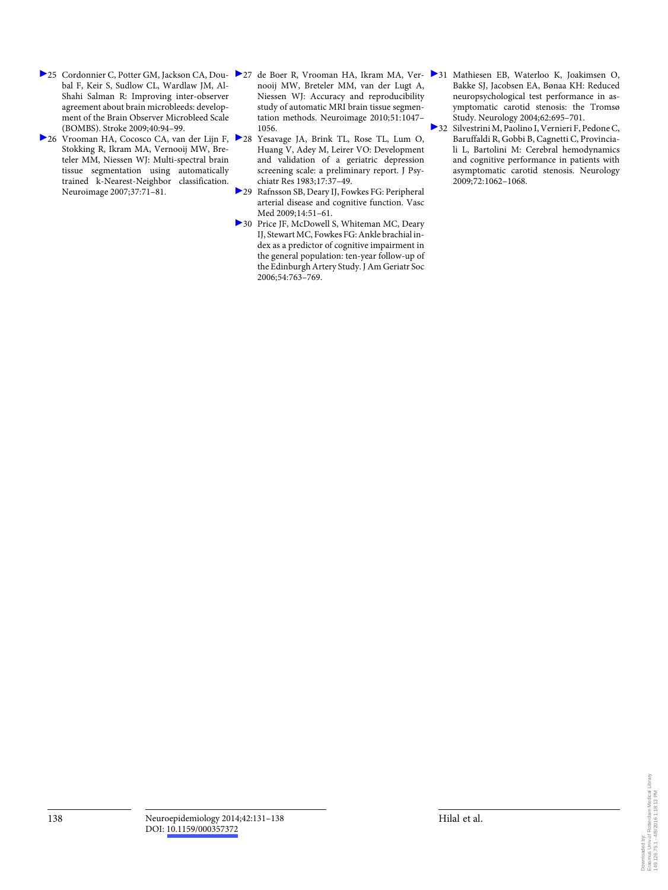25 Cordonnier C, Potter GM, Jackson CA, Doubal F, Keir S, Sudlow CL, Wardlaw JM, Al-Shahi Salman R: Improving inter-observer agreement about brain microbleeds: development of the Brain Observer Microbleed Scale (BOMBS). Stroke 2009;40:94–99.

26 Vrooman HA, Cocosco CA, van der Lijn F, Stokking R, Ikram MA, Vernooij MW, Breteler MM, Niessen WJ: Multi-spectral brain tissue segmentation using automatically trained k-Nearest-Neighbor classification. Neuroimage 2007;37:71–81.

27 de Boer R, Vrooman HA, Ikram MA, Vernooij MW, Breteler MM, van der Lugt A, Niessen WJ: Accuracy and reproducibility study of automatic MRI brain tissue segmentation methods. Neuroimage 2010;51:1047–1056.

28 Yesavage JA, Brink TL, Rose TL, Lum O, Huang V, Adey M, Leirer VO: Development and validation of a geriatric depression screening scale: a preliminary report. J Psychiatr Res 1983;17:37–49.

29 Rafnsson SB, Deary IJ, Fowkes FG: Peripheral arterial disease and cognitive function. Vasc Med 2009;14:51–61.

30 Price JF, McDowell S, Whiteman MC, Deary IJ, Stewart MC, Fowkes FG: Ankle brachial index as a predictor of cognitive impairment in the general population: ten-year follow-up of the Edinburgh Artery Study. J Am Geriatr Soc 2006;54:763–769.

31 Mathiesen EB, Waterloo K, Joakimsen O, Bakke SJ, Jacobsen EA, Bønaa KH: Reduced neuropsychological test performance in asymptomatic carotid stenosis: the Tromsø Study. Neurology 2004;62:695–701.

32 Silvestrini M, Paolino I, Vernieri F, Pedone C, Baruffaldi R, Gobbi B, Cagnetti C, Provinciali L, Bartolini M: Cerebral hemodynamics and cognitive performance in patients with asymptomatic carotid stenosis. Neurology 2009;72:1062–1068.